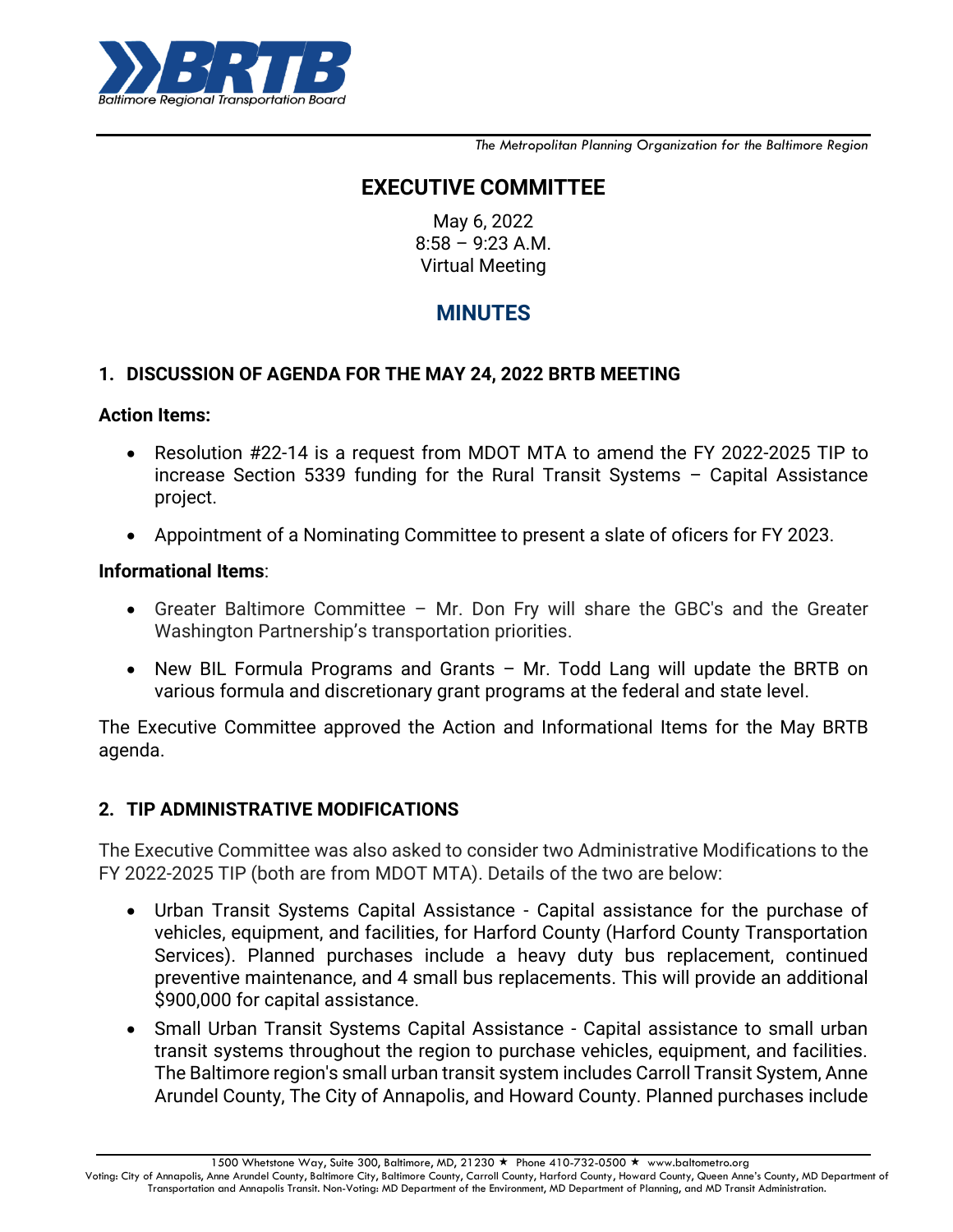**Baltimore Regional Transportation Board**

*The Metropolitan Planning Organization for the Baltimore Region*

# EXECUTIVE COMMITTEE

May 6, 2022
8:58 – 9:23 A.M.
Virtual Meeting

# MINUTES

## 1. DISCUSSION OF AGENDA FOR THE MAY 24, 2022 BRTB MEETING

**Action Items:**

- Resolution #22-14 is a request from MDOT MTA to amend the FY 2022-2025 TIP to increase Section 5339 funding for the Rural Transit Systems – Capital Assistance project.
- Appointment of a Nominating Committee to present a slate of oficers for FY 2023.

**Informational Items**:

- Greater Baltimore Committee – Mr. Don Fry will share the GBC's and the Greater Washington Partnership's transportation priorities.
- New BIL Formula Programs and Grants – Mr. Todd Lang will update the BRTB on various formula and discretionary grant programs at the federal and state level.

The Executive Committee approved the Action and Informational Items for the May BRTB agenda.

## 2. TIP ADMINISTRATIVE MODIFICATIONS

The Executive Committee was also asked to consider two Administrative Modifications to the FY 2022-2025 TIP (both are from MDOT MTA). Details of the two are below:

- Urban Transit Systems Capital Assistance - Capital assistance for the purchase of vehicles, equipment, and facilities, for Harford County (Harford County Transportation Services). Planned purchases include a heavy duty bus replacement, continued preventive maintenance, and 4 small bus replacements. This will provide an additional $900,000 for capital assistance.
- Small Urban Transit Systems Capital Assistance - Capital assistance to small urban transit systems throughout the region to purchase vehicles, equipment, and facilities. The Baltimore region's small urban transit system includes Carroll Transit System, Anne Arundel County, The City of Annapolis, and Howard County. Planned purchases include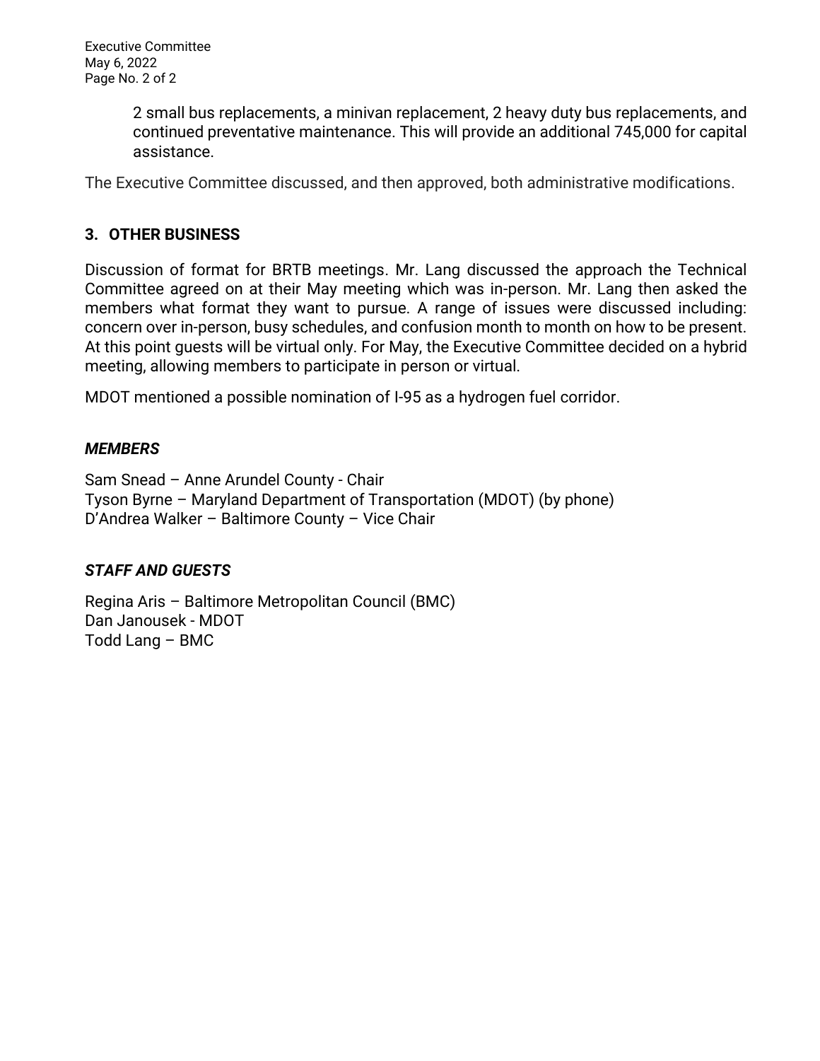2 small bus replacements, a minivan replacement, 2 heavy duty bus replacements, and continued preventative maintenance. This will provide an additional 745,000 for capital assistance.

The Executive Committee discussed, and then approved, both administrative modifications.

## 3. OTHER BUSINESS

Discussion of format for BRTB meetings. Mr. Lang discussed the approach the Technical Committee agreed on at their May meeting which was in-person. Mr. Lang then asked the members what format they want to pursue. A range of issues were discussed including: concern over in-person, busy schedules, and confusion month to month on how to be present. At this point guests will be virtual only. For May, the Executive Committee decided on a hybrid meeting, allowing members to participate in person or virtual.

MDOT mentioned a possible nomination of I-95 as a hydrogen fuel corridor.

### *MEMBERS*

Sam Snead – Anne Arundel County - Chair
Tyson Byrne – Maryland Department of Transportation (MDOT) (by phone)
D'Andrea Walker – Baltimore County – Vice Chair

### *STAFF AND GUESTS*

Regina Aris – Baltimore Metropolitan Council (BMC)
Dan Janousek - MDOT
Todd Lang – BMC